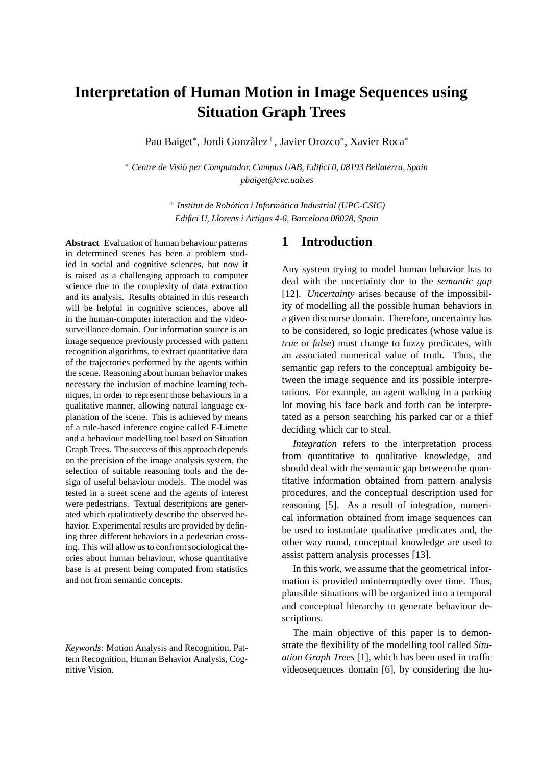# Interpretation of Human Motion in Image Sequences using Situation Graph Trees

Pau Baiget*, Jordi Gonzàlez+, Javier Orozco*, Xavier Roca*

\* *Centre de Visió per Computador, Campus UAB, Edifici 0, 08193 Bellaterra, Spain*
*pbaiget@cvc.uab.es*

\+ *Institut de Robòtica i Informàtica Industrial (UPC-CSIC)*
*Edifici U, Llorens i Artigas 4-6, Barcelona 08028, Spain*

**Abstract** Evaluation of human behaviour patterns in determined scenes has been a problem studied in social and cognitive sciences, but now it is raised as a challenging approach to computer science due to the complexity of data extraction and its analysis. Results obtained in this research will be helpful in cognitive sciences, above all in the human-computer interaction and the video-surveillance domain. Our information source is an image sequence previously processed with pattern recognition algorithms, to extract quantitative data of the trajectories performed by the agents within the scene. Reasoning about human behavior makes necessary the inclusion of machine learning techniques, in order to represent those behaviours in a qualitative manner, allowing natural language explanation of the scene. This is achieved by means of a rule-based inference engine called F-Limette and a behaviour modelling tool based on Situation Graph Trees. The success of this approach depends on the precision of the image analysis system, the selection of suitable reasoning tools and the design of useful behaviour models. The model was tested in a street scene and the agents of interest were pedestrians. Textual descritpions are generated which qualitatively describe the observed behavior. Experimental results are provided by defining three different behaviors in a pedestrian crossing. This will allow us to confront sociological theories about human behaviour, whose quantitative base is at present being computed from statistics and not from semantic concepts.

*Keywords*: Motion Analysis and Recognition, Pattern Recognition, Human Behavior Analysis, Cognitive Vision.

## 1 Introduction

Any system trying to model human behavior has to deal with the uncertainty due to the *semantic gap* [12]. *Uncertainty* arises because of the impossibility of modelling all the possible human behaviors in a given discourse domain. Therefore, uncertainty has to be considered, so logic predicates (whose value is *true* or *false*) must change to fuzzy predicates, with an associated numerical value of truth. Thus, the semantic gap refers to the conceptual ambiguity between the image sequence and its possible interpretations. For example, an agent walking in a parking lot moving his face back and forth can be interpretated as a person searching his parked car or a thief deciding which car to steal.

*Integration* refers to the interpretation process from quantitative to qualitative knowledge, and should deal with the semantic gap between the quantitative information obtained from pattern analysis procedures, and the conceptual description used for reasoning [5]. As a result of integration, numerical information obtained from image sequences can be used to instantiate qualitative predicates and, the other way round, conceptual knowledge are used to assist pattern analysis processes [13].

In this work, we assume that the geometrical information is provided uninterruptedly over time. Thus, plausible situations will be organized into a temporal and conceptual hierarchy to generate behaviour descriptions.

The main objective of this paper is to demonstrate the flexibility of the modelling tool called *Situation Graph Trees* [1], which has been used in traffic videosequences domain [6], by considering the hu-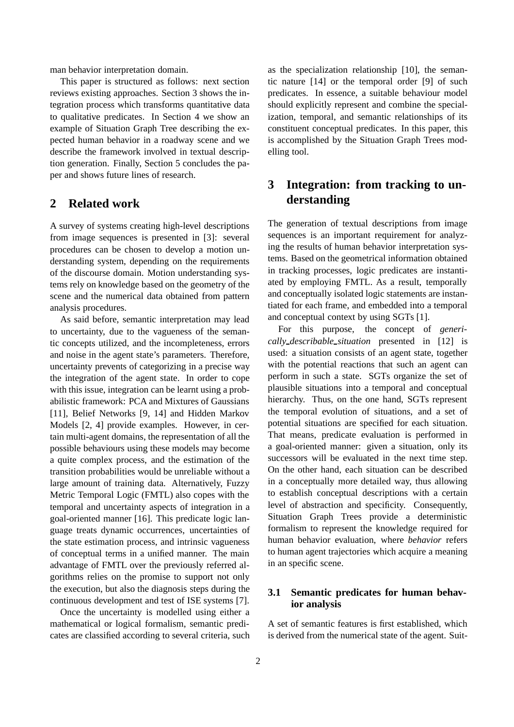man behavior interpretation domain.

This paper is structured as follows: next section reviews existing approaches. Section 3 shows the integration process which transforms quantitative data to qualitative predicates. In Section 4 we show an example of Situation Graph Tree describing the expected human behavior in a roadway scene and we describe the framework involved in textual description generation. Finally, Section 5 concludes the paper and shows future lines of research.

## 2 Related work

A survey of systems creating high-level descriptions from image sequences is presented in [3]: several procedures can be chosen to develop a motion understanding system, depending on the requirements of the discourse domain. Motion understanding systems rely on knowledge based on the geometry of the scene and the numerical data obtained from pattern analysis procedures.

As said before, semantic interpretation may lead to uncertainty, due to the vagueness of the semantic concepts utilized, and the incompleteness, errors and noise in the agent state's parameters. Therefore, uncertainty prevents of categorizing in a precise way the integration of the agent state. In order to cope with this issue, integration can be learnt using a probabilistic framework: PCA and Mixtures of Gaussians [11], Belief Networks [9, 14] and Hidden Markov Models [2, 4] provide examples. However, in certain multi-agent domains, the representation of all the possible behaviours using these models may become a quite complex process, and the estimation of the transition probabilities would be unreliable without a large amount of training data. Alternatively, Fuzzy Metric Temporal Logic (FMTL) also copes with the temporal and uncertainty aspects of integration in a goal-oriented manner [16]. This predicate logic language treats dynamic occurrences, uncertainties of the state estimation process, and intrinsic vagueness of conceptual terms in a unified manner. The main advantage of FMTL over the previously referred algorithms relies on the promise to support not only the execution, but also the diagnosis steps during the continuous development and test of ISE systems [7].

Once the uncertainty is modelled using either a mathematical or logical formalism, semantic predicates are classified according to several criteria, such as the specialization relationship [10], the semantic nature [14] or the temporal order [9] of such predicates. In essence, a suitable behaviour model should explicitly represent and combine the specialization, temporal, and semantic relationships of its constituent conceptual predicates. In this paper, this is accomplished by the Situation Graph Trees modelling tool.

## 3 Integration: from tracking to understanding

The generation of textual descriptions from image sequences is an important requirement for analyzing the results of human behavior interpretation systems. Based on the geometrical information obtained in tracking processes, logic predicates are instantiated by employing FMTL. As a result, temporally and conceptually isolated logic statements are instantiated for each frame, and embedded into a temporal and conceptual context by using SGTs [1].

For this purpose, the concept of *generically_describable_situation* presented in [12] is used: a situation consists of an agent state, together with the potential reactions that such an agent can perform in such a state. SGTs organize the set of plausible situations into a temporal and conceptual hierarchy. Thus, on the one hand, SGTs represent the temporal evolution of situations, and a set of potential situations are specified for each situation. That means, predicate evaluation is performed in a goal-oriented manner: given a situation, only its successors will be evaluated in the next time step. On the other hand, each situation can be described in a conceptually more detailed way, thus allowing to establish conceptual descriptions with a certain level of abstraction and specificity. Consequently, Situation Graph Trees provide a deterministic formalism to represent the knowledge required for human behavior evaluation, where *behavior* refers to human agent trajectories which acquire a meaning in an specific scene.

### 3.1 Semantic predicates for human behavior analysis

A set of semantic features is first established, which is derived from the numerical state of the agent. Suit-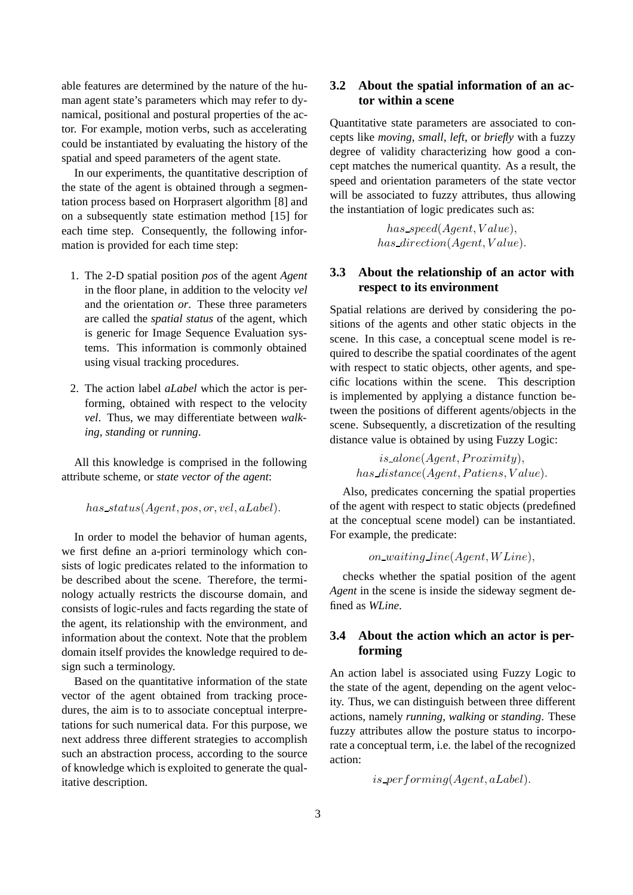able features are determined by the nature of the human agent state's parameters which may refer to dynamical, positional and postural properties of the actor. For example, motion verbs, such as accelerating could be instantiated by evaluating the history of the spatial and speed parameters of the agent state.

In our experiments, the quantitative description of the state of the agent is obtained through a segmentation process based on Horprasert algorithm [8] and on a subsequently state estimation method [15] for each time step. Consequently, the following information is provided for each time step:

1. The 2-D spatial position *pos* of the agent *Agent* in the floor plane, in addition to the velocity *vel* and the orientation *or*. These three parameters are called the *spatial status* of the agent, which is generic for Image Sequence Evaluation systems. This information is commonly obtained using visual tracking procedures.
2. The action label *aLabel* which the actor is performing, obtained with respect to the velocity *vel*. Thus, we may differentiate between *walking*, *standing* or *running*.

All this knowledge is comprised in the following attribute scheme, or *state vector of the agent*:

$$has\_status(Agent, pos, or, vel, aLabel).$$

In order to model the behavior of human agents, we first define an a-priori terminology which consists of logic predicates related to the information to be described about the scene. Therefore, the terminology actually restricts the discourse domain, and consists of logic-rules and facts regarding the state of the agent, its relationship with the environment, and information about the context. Note that the problem domain itself provides the knowledge required to design such a terminology.

Based on the quantitative information of the state vector of the agent obtained from tracking procedures, the aim is to to associate conceptual interpretations for such numerical data. For this purpose, we next address three different strategies to accomplish such an abstraction process, according to the source of knowledge which is exploited to generate the qualitative description.

### 3.2 About the spatial information of an actor within a scene

Quantitative state parameters are associated to concepts like *moving*, *small*, *left*, or *briefly* with a fuzzy degree of validity characterizing how good a concept matches the numerical quantity. As a result, the speed and orientation parameters of the state vector will be associated to fuzzy attributes, thus allowing the instantiation of logic predicates such as:

$$has\_speed(Agent, Value),$$
$$has\_direction(Agent, Value).$$

### 3.3 About the relationship of an actor with respect to its environment

Spatial relations are derived by considering the positions of the agents and other static objects in the scene. In this case, a conceptual scene model is required to describe the spatial coordinates of the agent with respect to static objects, other agents, and specific locations within the scene. This description is implemented by applying a distance function between the positions of different agents/objects in the scene. Subsequently, a discretization of the resulting distance value is obtained by using Fuzzy Logic:

$$is\_alone(Agent, Proximity),$$
$$has\_distance(Agent, Patiens, Value).$$

Also, predicates concerning the spatial properties of the agent with respect to static objects (predefined at the conceptual scene model) can be instantiated. For example, the predicate:

$$on\_waiting\_line(Agent, WLine),$$

checks whether the spatial position of the agent *Agent* in the scene is inside the sideway segment defined as *WLine*.

### 3.4 About the action which an actor is performing

An action label is associated using Fuzzy Logic to the state of the agent, depending on the agent velocity. Thus, we can distinguish between three different actions, namely *running*, *walking* or *standing*. These fuzzy attributes allow the posture status to incorporate a conceptual term, i.e. the label of the recognized action:

$$is\_performing(Agent, aLabel).$$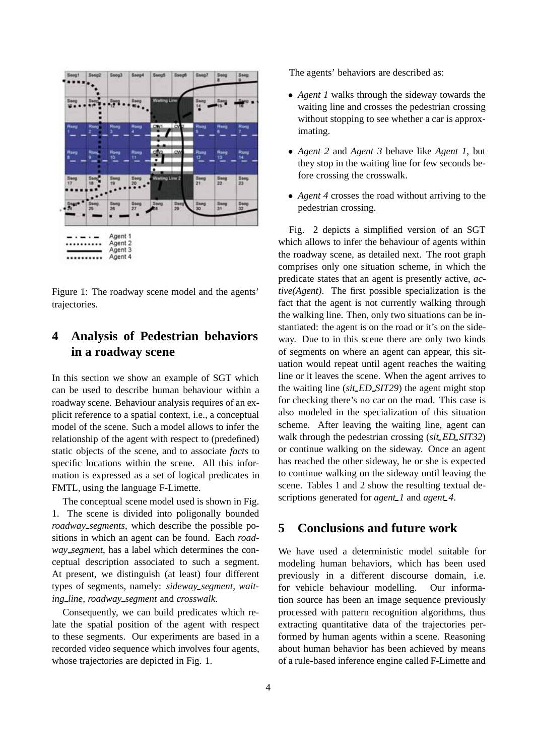Figure 1: The roadway scene model and the agents' trajectories.

## 4 Analysis of Pedestrian behaviors in a roadway scene

In this section we show an example of SGT which can be used to describe human behaviour within a roadway scene. Behaviour analysis requires of an explicit reference to a spatial context, i.e., a conceptual model of the scene. Such a model allows to infer the relationship of the agent with respect to (predefined) static objects of the scene, and to associate *facts* to specific locations within the scene. All this information is expressed as a set of logical predicates in FMTL, using the language F-Limette.

The conceptual scene model used is shown in Fig. 1. The scene is divided into poligonally bounded *roadway_segments*, which describe the possible positions in which an agent can be found. Each *roadway_segment*, has a label which determines the conceptual description associated to such a segment. At present, we distinguish (at least) four different types of segments, namely: *sideway_segment*, *waiting_line*, *roadway_segment* and *crosswalk*.

Consequently, we can build predicates which relate the spatial position of the agent with respect to these segments. Our experiments are based in a recorded video sequence which involves four agents, whose trajectories are depicted in Fig. 1.

The agents' behaviors are described as:

- *Agent 1* walks through the sideway towards the waiting line and crosses the pedestrian crossing without stopping to see whether a car is approximating.
- *Agent 2* and *Agent 3* behave like *Agent 1*, but they stop in the waiting line for few seconds before crossing the crosswalk.
- *Agent 4* crosses the road without arriving to the pedestrian crossing.

Fig. 2 depicts a simplified version of an SGT which allows to infer the behaviour of agents within the roadway scene, as detailed next. The root graph comprises only one situation scheme, in which the predicate states that an agent is presently active, *active(Agent)*. The first possible specialization is the fact that the agent is not currently walking through the walking line. Then, only two situations can be instantiated: the agent is on the road or it's on the sideway. Due to in this scene there are only two kinds of segments on where an agent can appear, this situation would repeat until agent reaches the waiting line or it leaves the scene. When the agent arrives to the waiting line (*sit_ED_SIT29*) the agent might stop for checking there's no car on the road. This case is also modeled in the specialization of this situation scheme. After leaving the waiting line, agent can walk through the pedestrian crossing (*sit_ED_SIT32*) or continue walking on the sideway. Once an agent has reached the other sideway, he or she is expected to continue walking on the sideway until leaving the scene. Tables 1 and 2 show the resulting textual descriptions generated for *agent_1* and *agent_4*.

## 5 Conclusions and future work

We have used a deterministic model suitable for modeling human behaviors, which has been used previously in a different discourse domain, i.e. for vehicle behaviour modelling. Our information source has been an image sequence previously processed with pattern recognition algorithms, thus extracting quantitative data of the trajectories performed by human agents within a scene. Reasoning about human behavior has been achieved by means of a rule-based inference engine called F-Limette and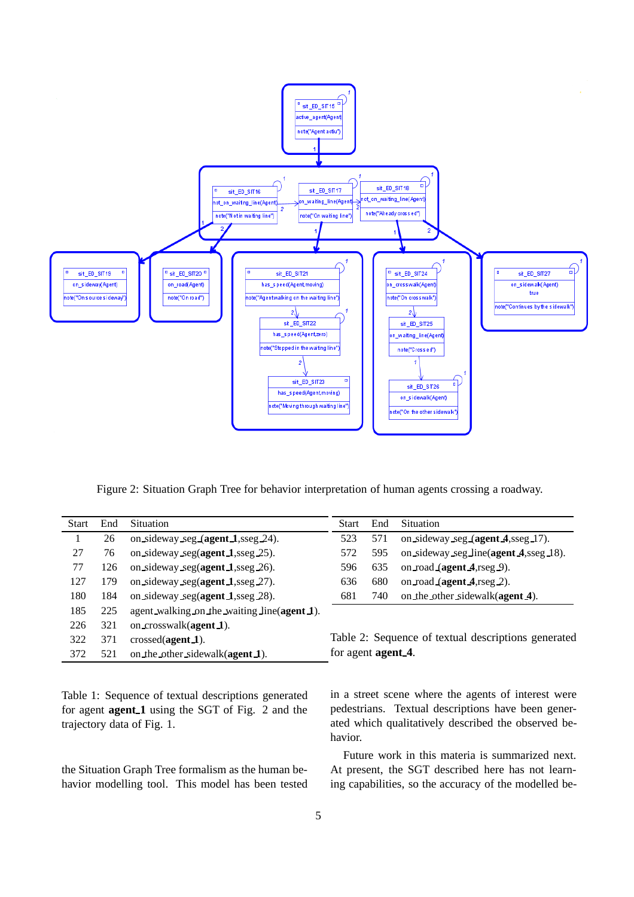Figure 2: Situation Graph Tree for behavior interpretation of human agents crossing a roadway.

| Start | End | Situation |
|---|---|---|
| 1 | 26 | on_sideway_seg_(**agent_1**,sseg_24). |
| 27 | 76 | on_sideway_seg(**agent_1**,sseg_25). |
| 77 | 126 | on_sideway_seg(**agent_1**,sseg_26). |
| 127 | 179 | on_sideway_seg(**agent_1**,sseg_27). |
| 180 | 184 | on_sideway_seg(**agent_1**,sseg_28). |
| 185 | 225 | agent_walking_on_the_waiting_line(**agent_1**). |
| 226 | 321 | on_crosswalk(**agent_1**). |
| 322 | 371 | crossed(**agent_1**). |
| 372 | 521 | on_the_other_sidewalk(**agent_1**). |

Table 1: Sequence of textual descriptions generated for agent **agent_1** using the SGT of Fig. 2 and the trajectory data of Fig. 1.

| Start | End | Situation |
|---|---|---|
| 523 | 571 | on_sideway_seg_(**agent_4**,sseg_17). |
| 572 | 595 | on_sideway_seg_line(**agent_4**,sseg_18). |
| 596 | 635 | on_road_(**agent_4**,rseg_9). |
| 636 | 680 | on_road_(**agent_4**,rseg_2). |
| 681 | 740 | on_the_other_sidewalk(**agent_4**). |

Table 2: Sequence of textual descriptions generated for agent **agent_4**.

the Situation Graph Tree formalism as the human behavior modelling tool. This model has been tested in a street scene where the agents of interest were pedestrians. Textual descriptions have been generated which qualitatively described the observed behavior.

Future work in this materia is summarized next. At present, the SGT described here has not learning capabilities, so the accuracy of the modelled be-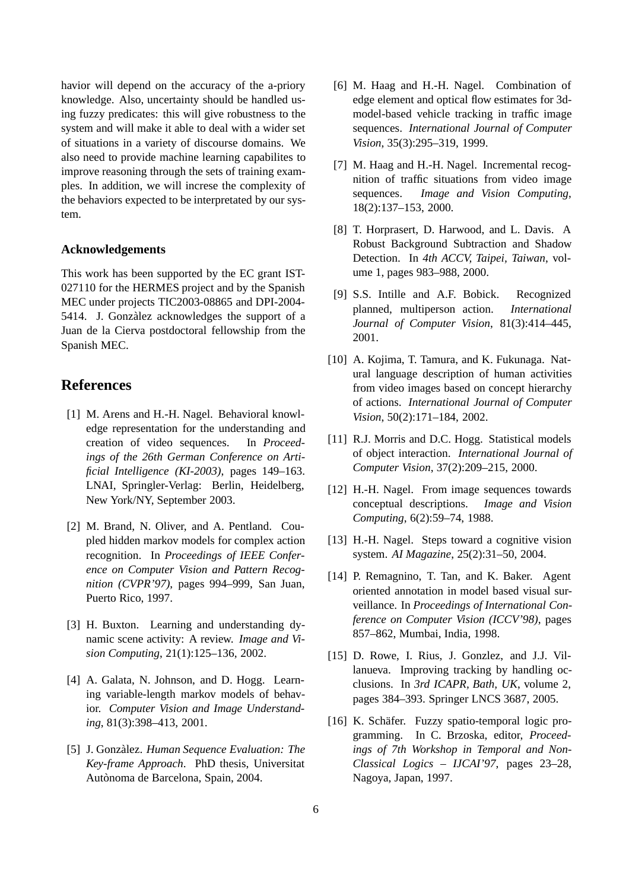havior will depend on the accuracy of the a-priory knowledge. Also, uncertainty should be handled using fuzzy predicates: this will give robustness to the system and will make it able to deal with a wider set of situations in a variety of discourse domains. We also need to provide machine learning capabilites to improve reasoning through the sets of training examples. In addition, we will increse the complexity of the behaviors expected to be interpretated by our system.

### Acknowledgements

This work has been supported by the EC grant IST-027110 for the HERMES project and by the Spanish MEC under projects TIC2003-08865 and DPI-2004-5414. J. Gonzàlez acknowledges the support of a Juan de la Cierva postdoctoral fellowship from the Spanish MEC.

## References

[1] M. Arens and H.-H. Nagel. Behavioral knowledge representation for the understanding and creation of video sequences. In *Proceedings of the 26th German Conference on Artificial Intelligence (KI-2003)*, pages 149–163. LNAI, Springler-Verlag: Berlin, Heidelberg, New York/NY, September 2003.

[2] M. Brand, N. Oliver, and A. Pentland. Coupled hidden markov models for complex action recognition. In *Proceedings of IEEE Conference on Computer Vision and Pattern Recognition (CVPR'97)*, pages 994–999, San Juan, Puerto Rico, 1997.

[3] H. Buxton. Learning and understanding dynamic scene activity: A review. *Image and Vision Computing*, 21(1):125–136, 2002.

[4] A. Galata, N. Johnson, and D. Hogg. Learning variable-length markov models of behavior. *Computer Vision and Image Understanding*, 81(3):398–413, 2001.

[5] J. Gonzàlez. *Human Sequence Evaluation: The Key-frame Approach*. PhD thesis, Universitat Autònoma de Barcelona, Spain, 2004.

[6] M. Haag and H.-H. Nagel. Combination of edge element and optical flow estimates for 3d-model-based vehicle tracking in traffic image sequences. *International Journal of Computer Vision*, 35(3):295–319, 1999.

[7] M. Haag and H.-H. Nagel. Incremental recognition of traffic situations from video image sequences. *Image and Vision Computing*, 18(2):137–153, 2000.

[8] T. Horprasert, D. Harwood, and L. Davis. A Robust Background Subtraction and Shadow Detection. In *4th ACCV, Taipei, Taiwan*, volume 1, pages 983–988, 2000.

[9] S.S. Intille and A.F. Bobick. Recognized planned, multiperson action. *International Journal of Computer Vision*, 81(3):414–445, 2001.

[10] A. Kojima, T. Tamura, and K. Fukunaga. Natural language description of human activities from video images based on concept hierarchy of actions. *International Journal of Computer Vision*, 50(2):171–184, 2002.

[11] R.J. Morris and D.C. Hogg. Statistical models of object interaction. *International Journal of Computer Vision*, 37(2):209–215, 2000.

[12] H.-H. Nagel. From image sequences towards conceptual descriptions. *Image and Vision Computing*, 6(2):59–74, 1988.

[13] H.-H. Nagel. Steps toward a cognitive vision system. *AI Magazine*, 25(2):31–50, 2004.

[14] P. Remagnino, T. Tan, and K. Baker. Agent oriented annotation in model based visual surveillance. In *Proceedings of International Conference on Computer Vision (ICCV'98)*, pages 857–862, Mumbai, India, 1998.

[15] D. Rowe, I. Rius, J. Gonzlez, and J.J. Villanueva. Improving tracking by handling occlusions. In *3rd ICAPR, Bath, UK*, volume 2, pages 384–393. Springer LNCS 3687, 2005.

[16] K. Schäfer. Fuzzy spatio-temporal logic programming. In C. Brzoska, editor, *Proceedings of 7th Workshop in Temporal and Non-Classical Logics – IJCAI'97*, pages 23–28, Nagoya, Japan, 1997.